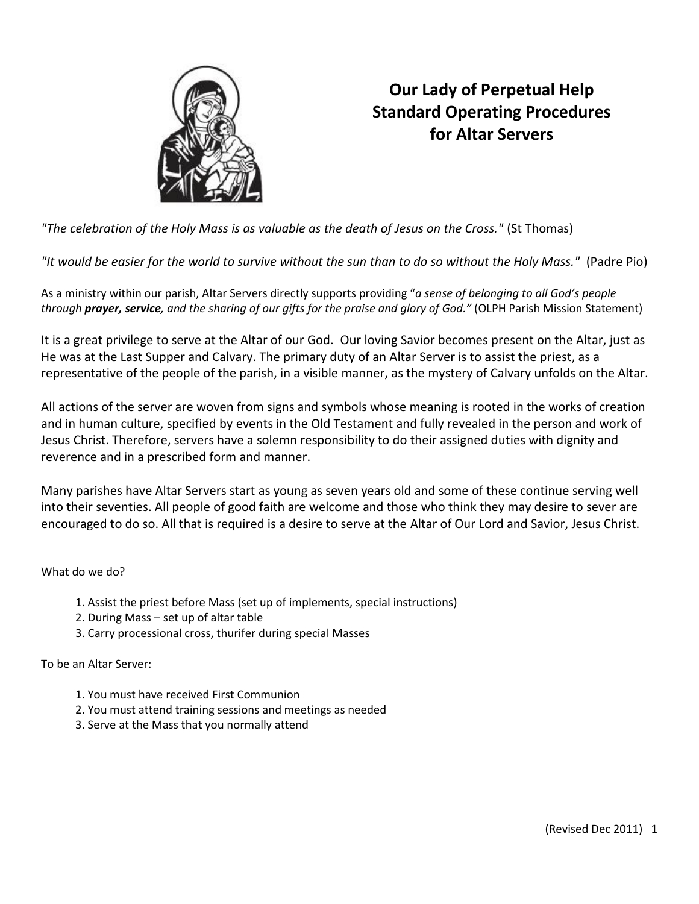# Our Lady of Perpetual Help Standard Operating Procedures for Altar Servers

*"The celebration of the Holy Mass is as valuable as the death of Jesus on the Cross."* (St Thomas)

*"It would be easier for the world to survive without the sun than to do so without the Holy Mass."* (Padre Pio)

As a ministry within our parish, Altar Servers directly supports providing "*a sense of belonging to all God's people through **prayer, service**, and the sharing of our gifts for the praise and glory of God."* (OLPH Parish Mission Statement)

It is a great privilege to serve at the Altar of our God. Our loving Savior becomes present on the Altar, just as He was at the Last Supper and Calvary. The primary duty of an Altar Server is to assist the priest, as a representative of the people of the parish, in a visible manner, as the mystery of Calvary unfolds on the Altar.

All actions of the server are woven from signs and symbols whose meaning is rooted in the works of creation and in human culture, specified by events in the Old Testament and fully revealed in the person and work of Jesus Christ. Therefore, servers have a solemn responsibility to do their assigned duties with dignity and reverence and in a prescribed form and manner.

Many parishes have Altar Servers start as young as seven years old and some of these continue serving well into their seventies. All people of good faith are welcome and those who think they may desire to sever are encouraged to do so. All that is required is a desire to serve at the Altar of Our Lord and Savior, Jesus Christ.

What do we do?

1. Assist the priest before Mass (set up of implements, special instructions)
2. During Mass – set up of altar table
3. Carry processional cross, thurifer during special Masses

To be an Altar Server:

1. You must have received First Communion
2. You must attend training sessions and meetings as needed
3. Serve at the Mass that you normally attend

(Revised Dec 2011)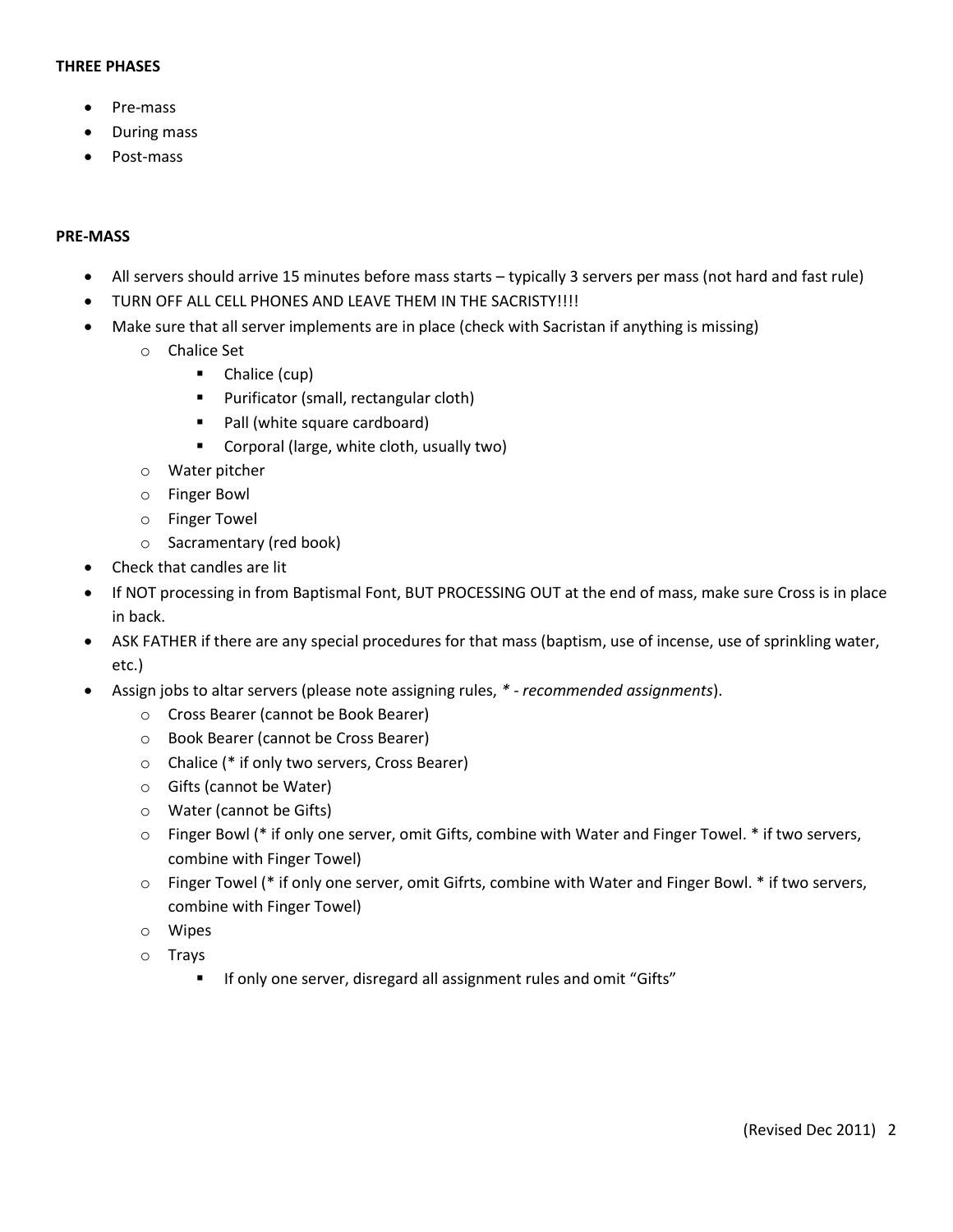**THREE PHASES**

- Pre-mass
- During mass
- Post-mass

**PRE-MASS**

- All servers should arrive 15 minutes before mass starts – typically 3 servers per mass (not hard and fast rule)
- TURN OFF ALL CELL PHONES AND LEAVE THEM IN THE SACRISTY!!!!
- Make sure that all server implements are in place (check with Sacristan if anything is missing)
  - Chalice Set
    - Chalice (cup)
    - Purificator (small, rectangular cloth)
    - Pall (white square cardboard)
    - Corporal (large, white cloth, usually two)
  - Water pitcher
  - Finger Bowl
  - Finger Towel
  - Sacramentary (red book)
- Check that candles are lit
- If NOT processing in from Baptismal Font, BUT PROCESSING OUT at the end of mass, make sure Cross is in place in back.
- ASK FATHER if there are any special procedures for that mass (baptism, use of incense, use of sprinkling water, etc.)
- Assign jobs to altar servers (please note assigning rules, *\* - recommended assignments*).
  - Cross Bearer (cannot be Book Bearer)
  - Book Bearer (cannot be Cross Bearer)
  - Chalice (* if only two servers, Cross Bearer)
  - Gifts (cannot be Water)
  - Water (cannot be Gifts)
  - Finger Bowl (* if only one server, omit Gifts, combine with Water and Finger Towel. * if two servers, combine with Finger Towel)
  - Finger Towel (* if only one server, omit Gifrts, combine with Water and Finger Bowl. * if two servers, combine with Finger Towel)
  - Wipes
  - Trays
    - If only one server, disregard all assignment rules and omit "Gifts"

(Revised Dec 2011)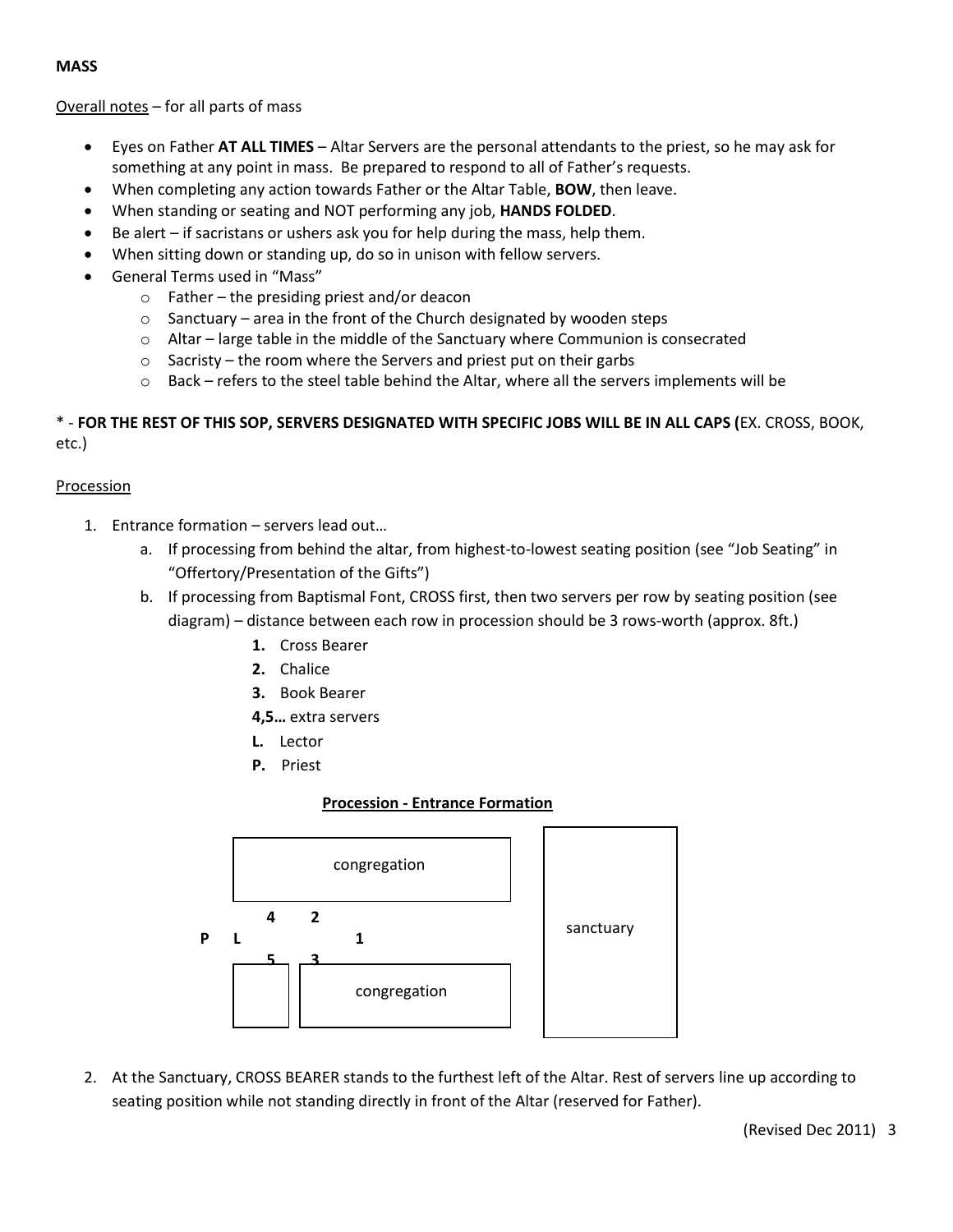**MASS**

<u>Overall notes</u> – for all parts of mass

- Eyes on Father **AT ALL TIMES** – Altar Servers are the personal attendants to the priest, so he may ask for something at any point in mass. Be prepared to respond to all of Father's requests.
- When completing any action towards Father or the Altar Table, **BOW**, then leave.
- When standing or seating and NOT performing any job, **HANDS FOLDED**.
- Be alert – if sacristans or ushers ask you for help during the mass, help them.
- When sitting down or standing up, do so in unison with fellow servers.
- General Terms used in "Mass"
  - Father – the presiding priest and/or deacon
  - Sanctuary – area in the front of the Church designated by wooden steps
  - Altar – large table in the middle of the Sanctuary where Communion is consecrated
  - Sacristy – the room where the Servers and priest put on their garbs
  - Back – refers to the steel table behind the Altar, where all the servers implements will be

* - **FOR THE REST OF THIS SOP, SERVERS DESIGNATED WITH SPECIFIC JOBS WILL BE IN ALL CAPS (**EX. CROSS, BOOK, etc.)

<u>Procession</u>

1. Entrance formation – servers lead out…
   a. If processing from behind the altar, from highest-to-lowest seating position (see "Job Seating" in "Offertory/Presentation of the Gifts")
   b. If processing from Baptismal Font, CROSS first, then two servers per row by seating position (see diagram) – distance between each row in procession should be 3 rows-worth (approx. 8ft.)
      - **1.** Cross Bearer
      - **2.** Chalice
      - **3.** Book Bearer
      - **4,5…** extra servers
      - **L.** Lector
      - **P.** Priest

**<u>Procession - Entrance Formation</u>**

```
              congregation
        4     2                         sanctuary
P   L               1
        5     3
              congregation
```

2. At the Sanctuary, CROSS BEARER stands to the furthest left of the Altar. Rest of servers line up according to seating position while not standing directly in front of the Altar (reserved for Father).

(Revised Dec 2011)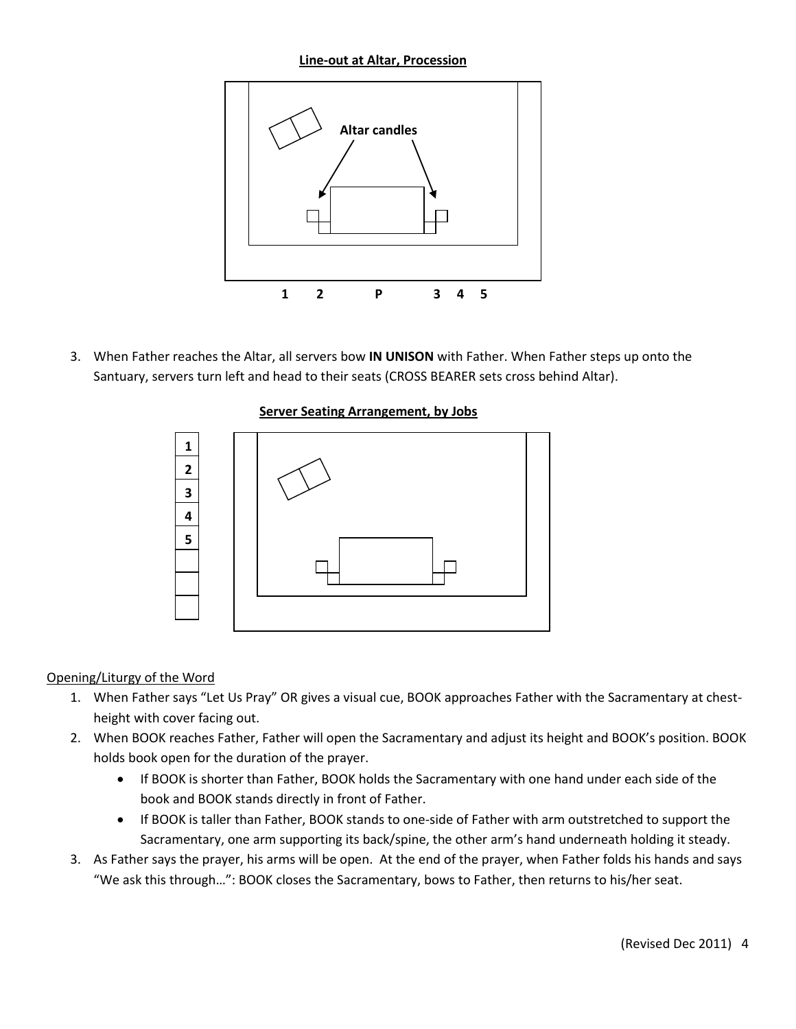**Line-out at Altar, Procession**

Altar candles

1 2 P 3 4 5

3. When Father reaches the Altar, all servers bow **IN UNISON** with Father. When Father steps up onto the Santuary, servers turn left and head to their seats (CROSS BEARER sets cross behind Altar).

**Server Seating Arrangement, by Jobs**

| 1 |
|---|
| 2 |
| 3 |
| 4 |
| 5 |
| |
| |
| |

Opening/Liturgy of the Word

1. When Father says "Let Us Pray" OR gives a visual cue, BOOK approaches Father with the Sacramentary at chest-height with cover facing out.
2. When BOOK reaches Father, Father will open the Sacramentary and adjust its height and BOOK's position. BOOK holds book open for the duration of the prayer.
    - If BOOK is shorter than Father, BOOK holds the Sacramentary with one hand under each side of the book and BOOK stands directly in front of Father.
    - If BOOK is taller than Father, BOOK stands to one-side of Father with arm outstretched to support the Sacramentary, one arm supporting its back/spine, the other arm's hand underneath holding it steady.
3. As Father says the prayer, his arms will be open. At the end of the prayer, when Father folds his hands and says "We ask this through…": BOOK closes the Sacramentary, bows to Father, then returns to his/her seat.

(Revised Dec 2011)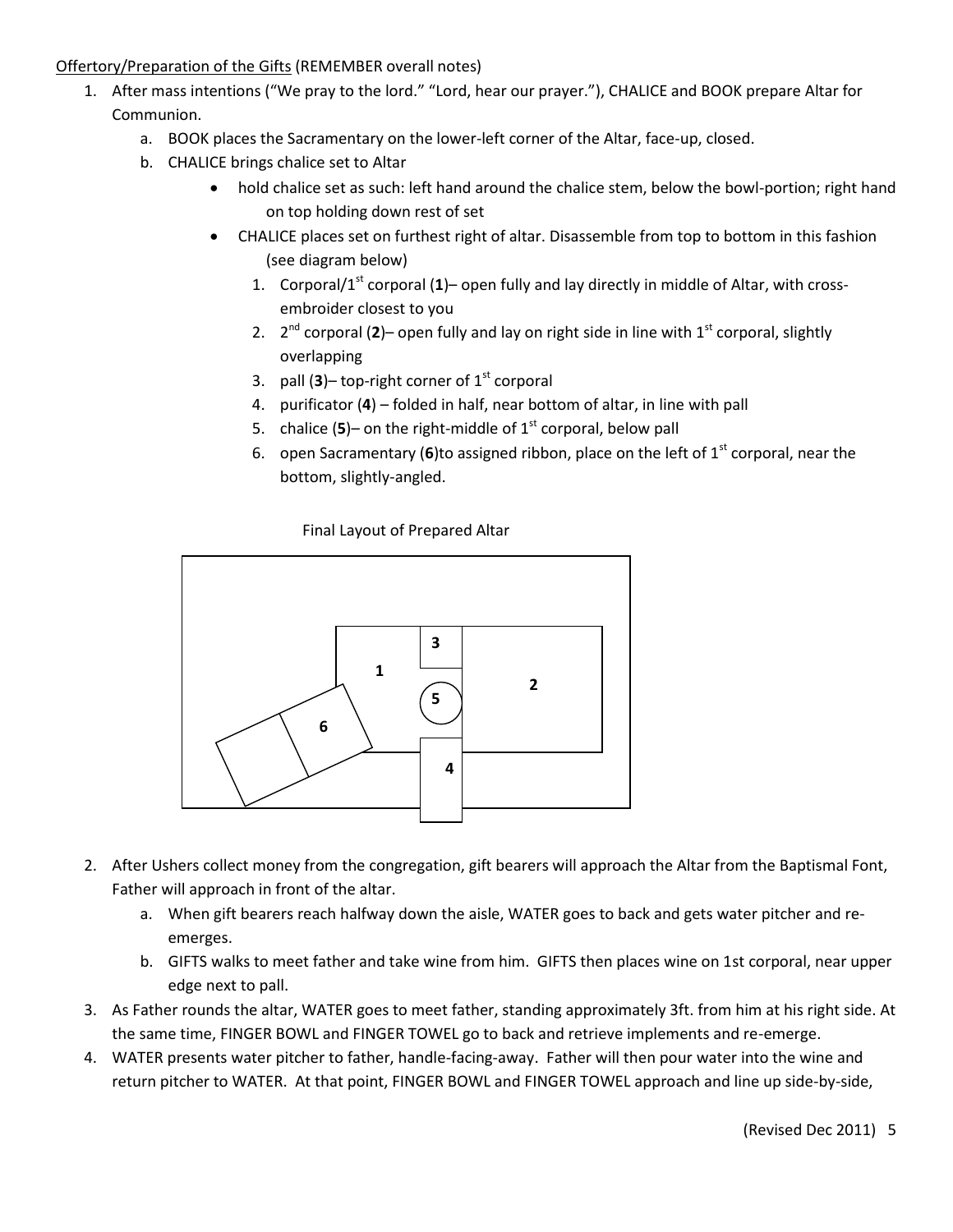Offertory/Preparation of the Gifts (REMEMBER overall notes)

1. After mass intentions ("We pray to the lord." "Lord, hear our prayer."), CHALICE and BOOK prepare Altar for Communion.
   a. BOOK places the Sacramentary on the lower-left corner of the Altar, face-up, closed.
   b. CHALICE brings chalice set to Altar
      - hold chalice set as such: left hand around the chalice stem, below the bowl-portion; right hand on top holding down rest of set
      - CHALICE places set on furthest right of altar. Disassemble from top to bottom in this fashion (see diagram below)
        1. Corporal/1st corporal (**1**)– open fully and lay directly in middle of Altar, with cross-embroider closest to you
        2. 2nd corporal (**2**)– open fully and lay on right side in line with 1st corporal, slightly overlapping
        3. pall (**3**)– top-right corner of 1st corporal
        4. purificator (**4**) – folded in half, near bottom of altar, in line with pall
        5. chalice (**5**)– on the right-middle of 1st corporal, below pall
        6. open Sacramentary (**6**)to assigned ribbon, place on the left of 1st corporal, near the bottom, slightly-angled.

Final Layout of Prepared Altar

2. After Ushers collect money from the congregation, gift bearers will approach the Altar from the Baptismal Font, Father will approach in front of the altar.
   a. When gift bearers reach halfway down the aisle, WATER goes to back and gets water pitcher and re-emerges.
   b. GIFTS walks to meet father and take wine from him. GIFTS then places wine on 1st corporal, near upper edge next to pall.
3. As Father rounds the altar, WATER goes to meet father, standing approximately 3ft. from him at his right side. At the same time, FINGER BOWL and FINGER TOWEL go to back and retrieve implements and re-emerge.
4. WATER presents water pitcher to father, handle-facing-away. Father will then pour water into the wine and return pitcher to WATER. At that point, FINGER BOWL and FINGER TOWEL approach and line up side-by-side,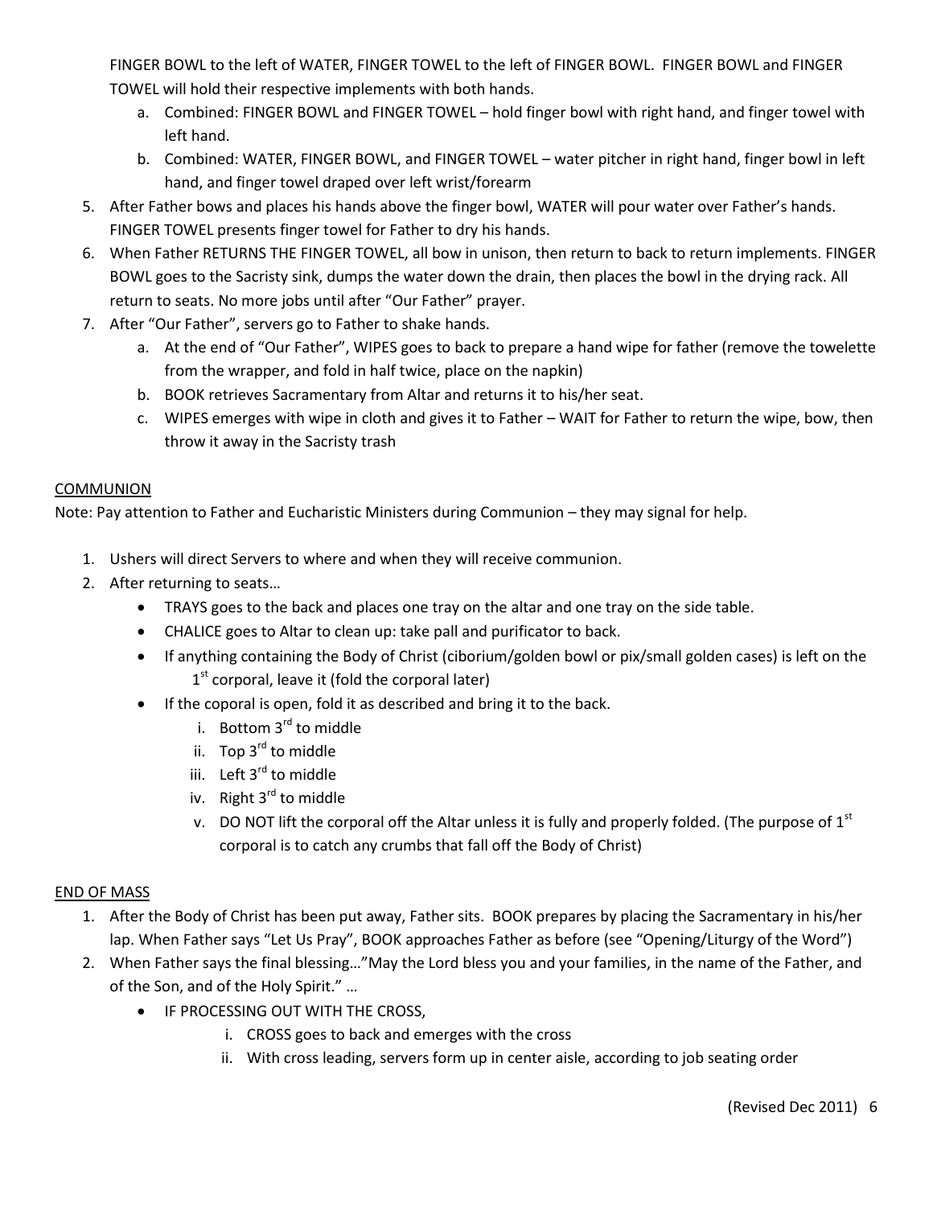FINGER BOWL to the left of WATER, FINGER TOWEL to the left of FINGER BOWL. FINGER BOWL and FINGER TOWEL will hold their respective implements with both hands.

   a. Combined: FINGER BOWL and FINGER TOWEL – hold finger bowl with right hand, and finger towel with left hand.
   b. Combined: WATER, FINGER BOWL, and FINGER TOWEL – water pitcher in right hand, finger bowl in left hand, and finger towel draped over left wrist/forearm

5. After Father bows and places his hands above the finger bowl, WATER will pour water over Father's hands. FINGER TOWEL presents finger towel for Father to dry his hands.
6. When Father RETURNS THE FINGER TOWEL, all bow in unison, then return to back to return implements. FINGER BOWL goes to the Sacristy sink, dumps the water down the drain, then places the bowl in the drying rack. All return to seats. No more jobs until after "Our Father" prayer.
7. After "Our Father", servers go to Father to shake hands.
   a. At the end of "Our Father", WIPES goes to back to prepare a hand wipe for father (remove the towelette from the wrapper, and fold in half twice, place on the napkin)
   b. BOOK retrieves Sacramentary from Altar and returns it to his/her seat.
   c. WIPES emerges with wipe in cloth and gives it to Father – WAIT for Father to return the wipe, bow, then throw it away in the Sacristy trash

<u>COMMUNION</u>

Note: Pay attention to Father and Eucharistic Ministers during Communion – they may signal for help.

1. Ushers will direct Servers to where and when they will receive communion.
2. After returning to seats…
   - TRAYS goes to the back and places one tray on the altar and one tray on the side table.
   - CHALICE goes to Altar to clean up: take pall and purificator to back.
   - If anything containing the Body of Christ (ciborium/golden bowl or pix/small golden cases) is left on the 1st corporal, leave it (fold the corporal later)
   - If the coporal is open, fold it as described and bring it to the back.
     i. Bottom 3rd to middle
     ii. Top 3rd to middle
     iii. Left 3rd to middle
     iv. Right 3rd to middle
     v. DO NOT lift the corporal off the Altar unless it is fully and properly folded. (The purpose of 1st corporal is to catch any crumbs that fall off the Body of Christ)

<u>END OF MASS</u>

1. After the Body of Christ has been put away, Father sits. BOOK prepares by placing the Sacramentary in his/her lap. When Father says "Let Us Pray", BOOK approaches Father as before (see "Opening/Liturgy of the Word")
2. When Father says the final blessing…"May the Lord bless you and your families, in the name of the Father, and of the Son, and of the Holy Spirit." …
   - IF PROCESSING OUT WITH THE CROSS,
     i. CROSS goes to back and emerges with the cross
     ii. With cross leading, servers form up in center aisle, according to job seating order

(Revised Dec 2011)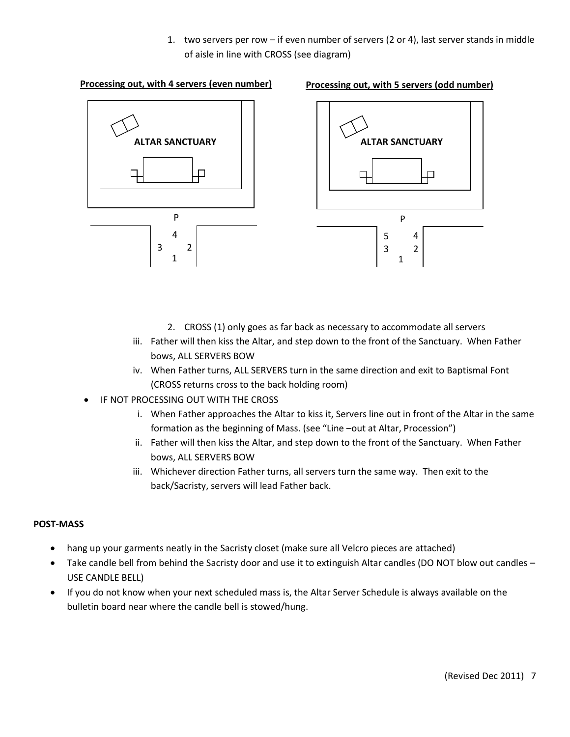1. two servers per row – if even number of servers (2 or 4), last server stands in middle of aisle in line with CROSS (see diagram)

**Processing out, with 4 servers (even number)**

ALTAR SANCTUARY

P

4

3 2

1

**Processing out, with 5 servers (odd number)**

ALTAR SANCTUARY

P

5 4

3 2

1

2. CROSS (1) only goes as far back as necessary to accommodate all servers

iii. Father will then kiss the Altar, and step down to the front of the Sanctuary. When Father bows, ALL SERVERS BOW

iv. When Father turns, ALL SERVERS turn in the same direction and exit to Baptismal Font (CROSS returns cross to the back holding room)

- IF NOT PROCESSING OUT WITH THE CROSS
  i. When Father approaches the Altar to kiss it, Servers line out in front of the Altar in the same formation as the beginning of Mass. (see "Line –out at Altar, Procession")
  ii. Father will then kiss the Altar, and step down to the front of the Sanctuary. When Father bows, ALL SERVERS BOW
  iii. Whichever direction Father turns, all servers turn the same way. Then exit to the back/Sacristy, servers will lead Father back.

**POST-MASS**

- hang up your garments neatly in the Sacristy closet (make sure all Velcro pieces are attached)
- Take candle bell from behind the Sacristy door and use it to extinguish Altar candles (DO NOT blow out candles – USE CANDLE BELL)
- If you do not know when your next scheduled mass is, the Altar Server Schedule is always available on the bulletin board near where the candle bell is stowed/hung.

(Revised Dec 2011)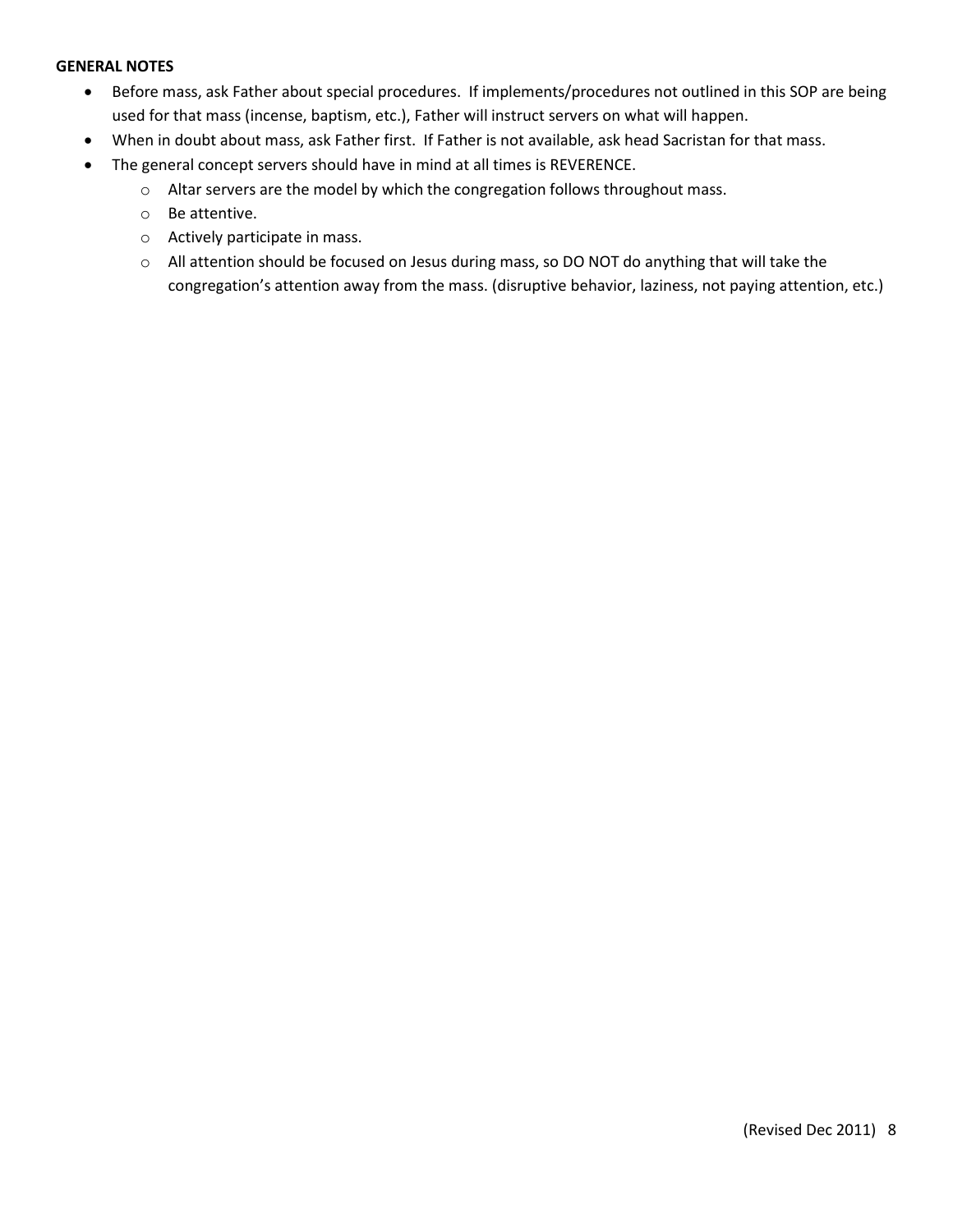**GENERAL NOTES**

- Before mass, ask Father about special procedures. If implements/procedures not outlined in this SOP are being used for that mass (incense, baptism, etc.), Father will instruct servers on what will happen.
- When in doubt about mass, ask Father first. If Father is not available, ask head Sacristan for that mass.
- The general concept servers should have in mind at all times is REVERENCE.
  - Altar servers are the model by which the congregation follows throughout mass.
  - Be attentive.
  - Actively participate in mass.
  - All attention should be focused on Jesus during mass, so DO NOT do anything that will take the congregation's attention away from the mass. (disruptive behavior, laziness, not paying attention, etc.)